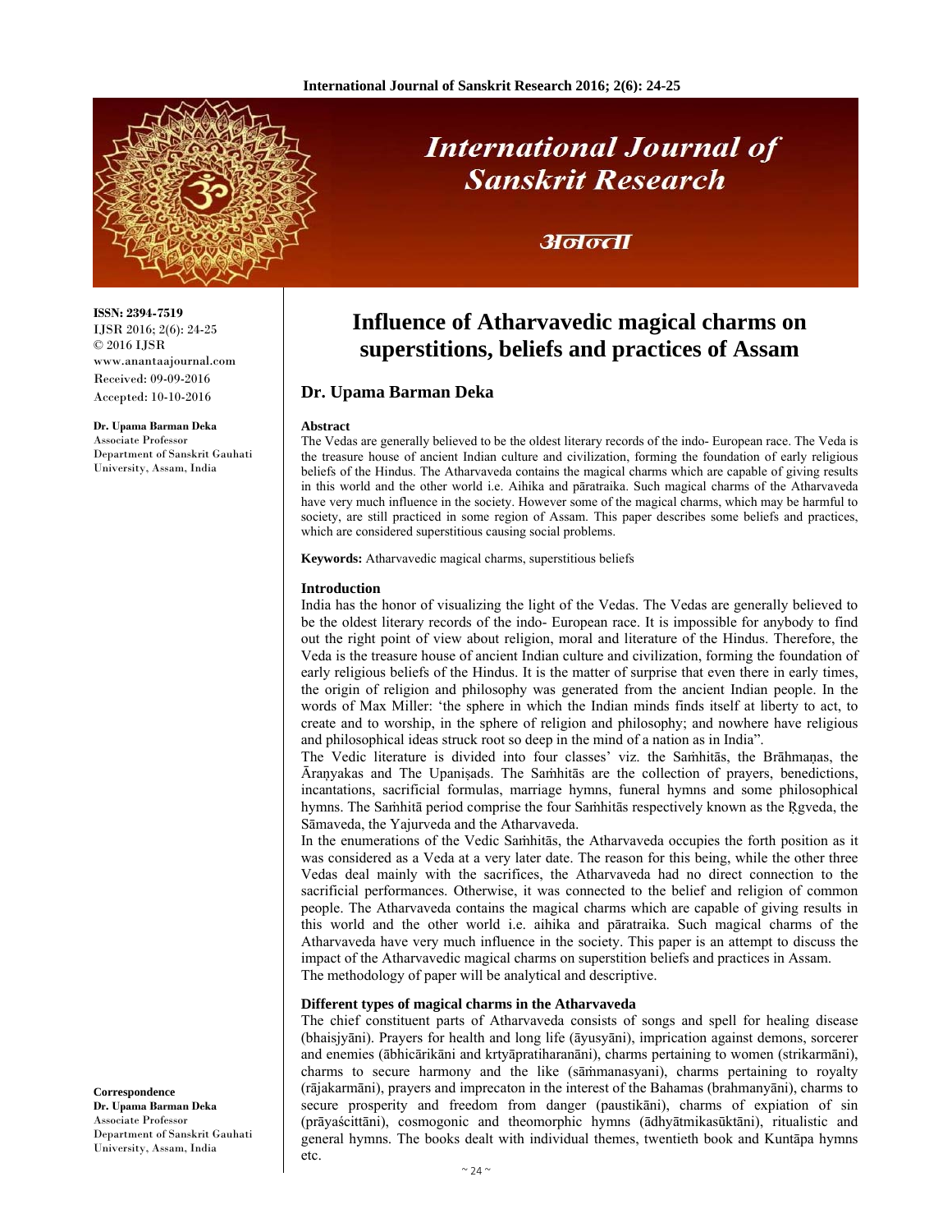ISSN: 2394-7519
IJSR 2016; 2(6): 24-25
© 2016 IJSR
www.anantaajournal.com
Received: 09-09-2016
Accepted: 10-10-2016

**Dr. Upama Barman Deka**
Associate Professor
Department of Sanskrit Gauhati University, Assam, India

**Correspondence**
**Dr. Upama Barman Deka**
Associate Professor
Department of Sanskrit Gauhati University, Assam, India

# Influence of Atharvavedic magical charms on superstitions, beliefs and practices of Assam

## Dr. Upama Barman Deka

**Abstract**

The Vedas are generally believed to be the oldest literary records of the indo- European race. The Veda is the treasure house of ancient Indian culture and civilization, forming the foundation of early religious beliefs of the Hindus. The Atharvaveda contains the magical charms which are capable of giving results in this world and the other world i.e. Aihika and pāratraika. Such magical charms of the Atharvaveda have very much influence in the society. However some of the magical charms, which may be harmful to society, are still practiced in some region of Assam. This paper describes some beliefs and practices, which are considered superstitious causing social problems.

**Keywords:** Atharvavedic magical charms, superstitious beliefs

### Introduction

India has the honor of visualizing the light of the Vedas. The Vedas are generally believed to be the oldest literary records of the indo- European race. It is impossible for anybody to find out the right point of view about religion, moral and literature of the Hindus. Therefore, the Veda is the treasure house of ancient Indian culture and civilization, forming the foundation of early religious beliefs of the Hindus. It is the matter of surprise that even there in early times, the origin of religion and philosophy was generated from the ancient Indian people. In the words of Max Miller: 'the sphere in which the Indian minds finds itself at liberty to act, to create and to worship, in the sphere of religion and philosophy; and nowhere have religious and philosophical ideas struck root so deep in the mind of a nation as in India".

The Vedic literature is divided into four classes' viz. the Saṁhitās, the Brāhmaṇas, the Āraṇyakas and The Upaniṣads. The Saṁhitās are the collection of prayers, benedictions, incantations, sacrificial formulas, marriage hymns, funeral hymns and some philosophical hymns. The Saṁhitā period comprise the four Saṁhitās respectively known as the Ṛgveda, the Sāmaveda, the Yajurveda and the Atharvaveda.

In the enumerations of the Vedic Saṁhitās, the Atharvaveda occupies the forth position as it was considered as a Veda at a very later date. The reason for this being, while the other three Vedas deal mainly with the sacrifices, the Atharvaveda had no direct connection to the sacrificial performances. Otherwise, it was connected to the belief and religion of common people. The Atharvaveda contains the magical charms which are capable of giving results in this world and the other world i.e. aihika and pāratraika. Such magical charms of the Atharvaveda have very much influence in the society. This paper is an attempt to discuss the impact of the Atharvavedic magical charms on superstition beliefs and practices in Assam.

The methodology of paper will be analytical and descriptive.

### Different types of magical charms in the Atharvaveda

The chief constituent parts of Atharvaveda consists of songs and spell for healing disease (bhaisjyāni). Prayers for health and long life (āyusyāni), imprication against demons, sorcerer and enemies (ābhicārikāni and krtyāpratiharanāni), charms pertaining to women (strikarmāni), charms to secure harmony and the like (sāṁmanasyani), charms pertaining to royalty (rājakarmāni), prayers and imprecaton in the interest of the Bahamas (brahmanyāni), charms to secure prosperity and freedom from danger (paustikāni), charms of expiation of sin (prāyaścittāni), cosmogonic and theomorphic hymns (ādhyātmikasūktāni), ritualistic and general hymns. The books dealt with individual themes, twentieth book and Kuntāpa hymns etc.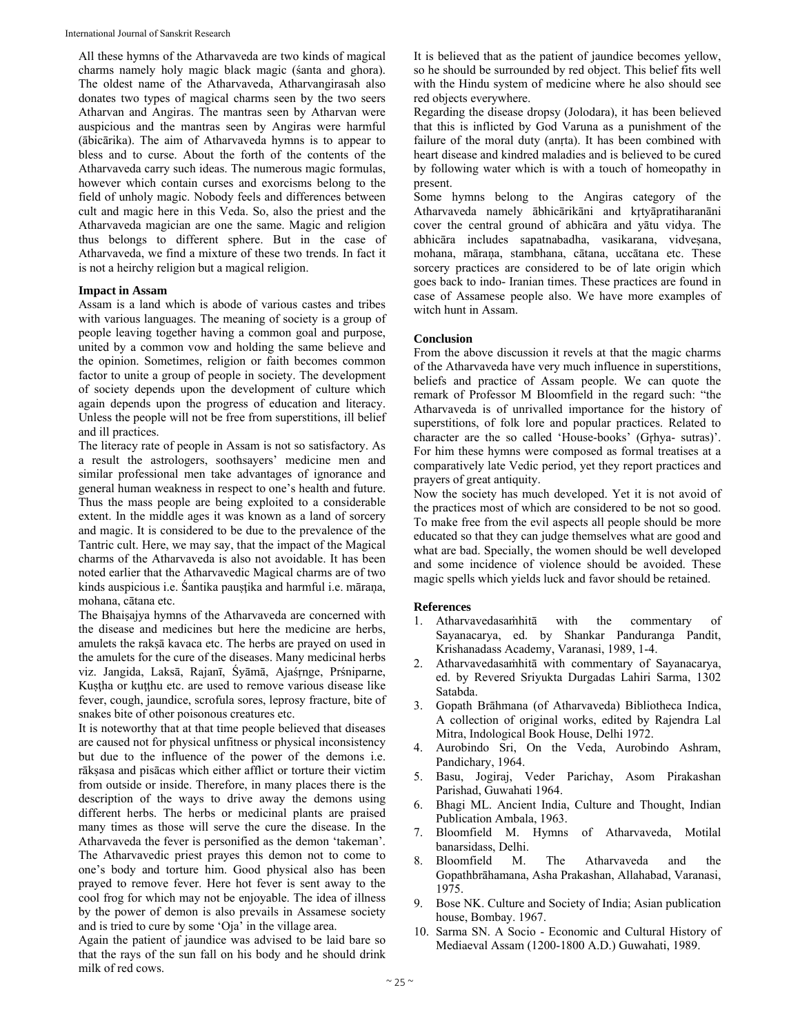All these hymns of the Atharvaveda are two kinds of magical charms namely holy magic black magic (śanta and ghora). The oldest name of the Atharvaveda, Atharvangirasah also donates two types of magical charms seen by the two seers Atharvan and Angiras. The mantras seen by Atharvan were auspicious and the mantras seen by Angiras were harmful (ābicārika). The aim of Atharvaveda hymns is to appear to bless and to curse. About the forth of the contents of the Atharvaveda carry such ideas. The numerous magic formulas, however which contain curses and exorcisms belong to the field of unholy magic. Nobody feels and differences between cult and magic here in this Veda. So, also the priest and the Atharvaveda magician are one the same. Magic and religion thus belongs to different sphere. But in the case of Atharvaveda, we find a mixture of these two trends. In fact it is not a heirchy religion but a magical religion.

### Impact in Assam

Assam is a land which is abode of various castes and tribes with various languages. The meaning of society is a group of people leaving together having a common goal and purpose, united by a common vow and holding the same believe and the opinion. Sometimes, religion or faith becomes common factor to unite a group of people in society. The development of society depends upon the development of culture which again depends upon the progress of education and literacy. Unless the people will not be free from superstitions, ill belief and ill practices.

The literacy rate of people in Assam is not so satisfactory. As a result the astrologers, soothsayers' medicine men and similar professional men take advantages of ignorance and general human weakness in respect to one's health and future. Thus the mass people are being exploited to a considerable extent. In the middle ages it was known as a land of sorcery and magic. It is considered to be due to the prevalence of the Tantric cult. Here, we may say, that the impact of the Magical charms of the Atharvaveda is also not avoidable. It has been noted earlier that the Atharvavedic Magical charms are of two kinds auspicious i.e. Śantika pauṣṭika and harmful i.e. māraṇa, mohana, cātana etc.

The Bhaiṣajya hymns of the Atharvaveda are concerned with the disease and medicines but here the medicine are herbs, amulets the rakṣā kavaca etc. The herbs are prayed on used in the amulets for the cure of the diseases. Many medicinal herbs viz. Jangida, Laksā, Rajanī, Śyāmā, Ajaśṛnge, Prśniparne, Kuṣṭha or kuṭṭhu etc. are used to remove various disease like fever, cough, jaundice, scrofula sores, leprosy fracture, bite of snakes bite of other poisonous creatures etc.

It is noteworthy that at that time people believed that diseases are caused not for physical unfitness or physical inconsistency but due to the influence of the power of the demons i.e. rākṣasa and pisācas which either afflict or torture their victim from outside or inside. Therefore, in many places there is the description of the ways to drive away the demons using different herbs. The herbs or medicinal plants are praised many times as those will serve the cure the disease. In the Atharvaveda the fever is personified as the demon 'takeman'. The Atharvavedic priest prayes this demon not to come to one's body and torture him. Good physical also has been prayed to remove fever. Here hot fever is sent away to the cool frog for which may not be enjoyable. The idea of illness by the power of demon is also prevails in Assamese society and is tried to cure by some 'Oja' in the village area.

Again the patient of jaundice was advised to be laid bare so that the rays of the sun fall on his body and he should drink milk of red cows.

It is believed that as the patient of jaundice becomes yellow, so he should be surrounded by red object. This belief fits well with the Hindu system of medicine where he also should see red objects everywhere.

Regarding the disease dropsy (Jolodara), it has been believed that this is inflicted by God Varuna as a punishment of the failure of the moral duty (anṛta). It has been combined with heart disease and kindred maladies and is believed to be cured by following water which is with a touch of homeopathy in present.

Some hymns belong to the Angiras category of the Atharvaveda namely ābhicārikāni and kṛtyāpratiharanāni cover the central ground of abhicāra and yātu vidya. The abhicāra includes sapatnabadha, vasikarana, vidveṣana, mohana, māraṇa, stambhana, cātana, uccātana etc. These sorcery practices are considered to be of late origin which goes back to indo- Iranian times. These practices are found in case of Assamese people also. We have more examples of witch hunt in Assam.

### Conclusion

From the above discussion it revels at that the magic charms of the Atharvaveda have very much influence in superstitions, beliefs and practice of Assam people. We can quote the remark of Professor M Bloomfield in the regard such: "the Atharvaveda is of unrivalled importance for the history of superstitions, of folk lore and popular practices. Related to character are the so called 'House-books' (Gṛhya- sutras)'. For him these hymns were composed as formal treatises at a comparatively late Vedic period, yet they report practices and prayers of great antiquity.

Now the society has much developed. Yet it is not avoid of the practices most of which are considered to be not so good. To make free from the evil aspects all people should be more educated so that they can judge themselves what are good and what are bad. Specially, the women should be well developed and some incidence of violence should be avoided. These magic spells which yields luck and favor should be retained.

### References

1. Atharvavedasaṁhitā with the commentary of Sayanacarya, ed. by Shankar Panduranga Pandit, Krishanadass Academy, Varanasi, 1989, 1-4.
2. Atharvavedasaṁhitā with commentary of Sayanacarya, ed. by Revered Sriyukta Durgadas Lahiri Sarma, 1302 Satabda.
3. Gopath Brāhmana (of Atharvaveda) Bibliotheca Indica, A collection of original works, edited by Rajendra Lal Mitra, Indological Book House, Delhi 1972.
4. Aurobindo Sri, On the Veda, Aurobindo Ashram, Pandichary, 1964.
5. Basu, Jogiraj, Veder Parichay, Asom Pirakashan Parishad, Guwahati 1964.
6. Bhagi ML. Ancient India, Culture and Thought, Indian Publication Ambala, 1963.
7. Bloomfield M. Hymns of Atharvaveda, Motilal banarsidass, Delhi.
8. Bloomfield M. The Atharvaveda and the Gopathbrāhamana, Asha Prakashan, Allahabad, Varanasi, 1975.
9. Bose NK. Culture and Society of India; Asian publication house, Bombay. 1967.
10. Sarma SN. A Socio - Economic and Cultural History of Mediaeval Assam (1200-1800 A.D.) Guwahati, 1989.